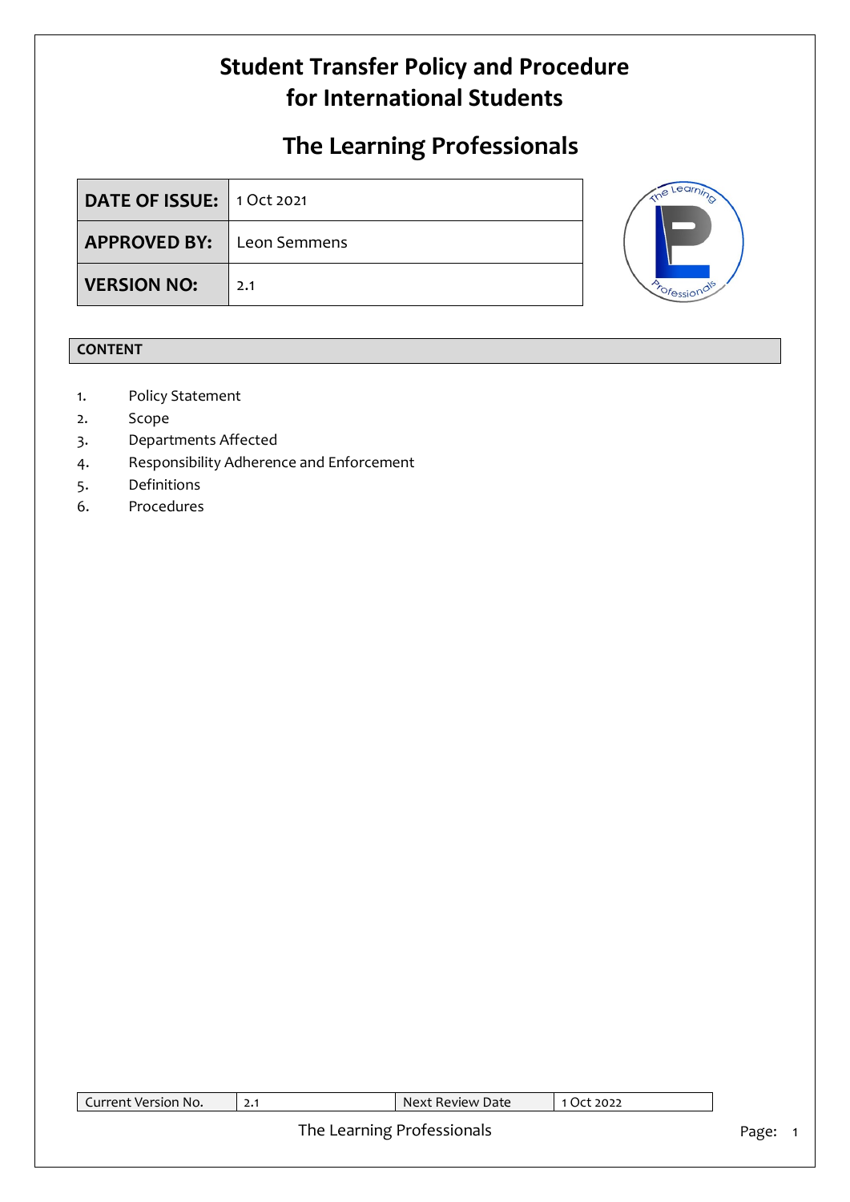# Student Transfer Policy and Procedure for International Students

## The Learning Professionals

| | |
|---|---|
| **DATE OF ISSUE:** | 1 Oct 2021 |
| **APPROVED BY:** | Leon Semmens |
| **VERSION NO:** | 2.1 |

## CONTENT

1. Policy Statement
2. Scope
3. Departments Affected
4. Responsibility Adherence and Enforcement
5. Definitions
6. Procedures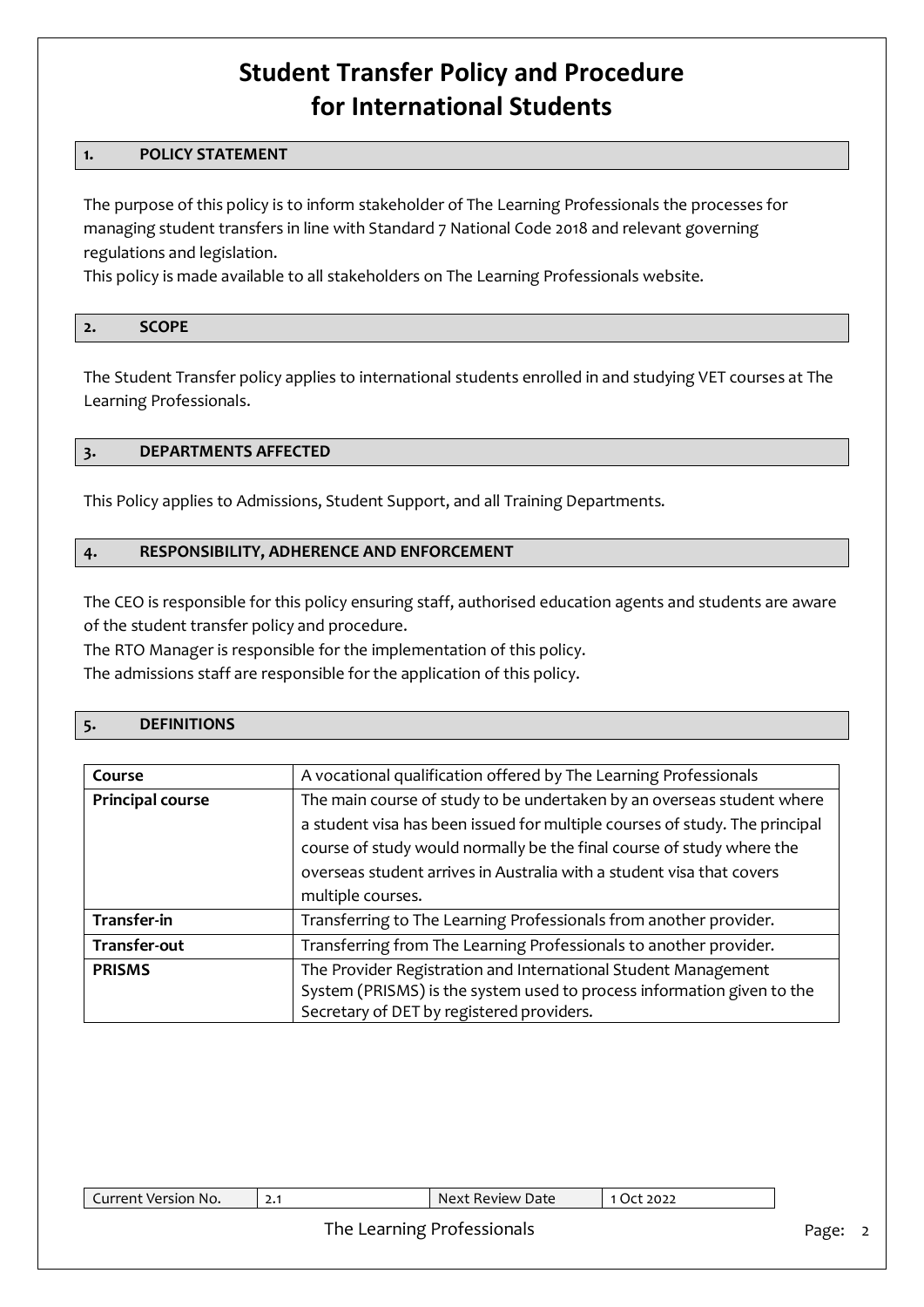# Student Transfer Policy and Procedure for International Students

## 1. POLICY STATEMENT

The purpose of this policy is to inform stakeholder of The Learning Professionals the processes for managing student transfers in line with Standard 7 National Code 2018 and relevant governing regulations and legislation.

This policy is made available to all stakeholders on The Learning Professionals website.

## 2. SCOPE

The Student Transfer policy applies to international students enrolled in and studying VET courses at The Learning Professionals.

## 3. DEPARTMENTS AFFECTED

This Policy applies to Admissions, Student Support, and all Training Departments.

## 4. RESPONSIBILITY, ADHERENCE AND ENFORCEMENT

The CEO is responsible for this policy ensuring staff, authorised education agents and students are aware of the student transfer policy and procedure.

The RTO Manager is responsible for the implementation of this policy.

The admissions staff are responsible for the application of this policy.

## 5. DEFINITIONS

| | |
|---|---|
| **Course** | A vocational qualification offered by The Learning Professionals |
| **Principal course** | The main course of study to be undertaken by an overseas student where a student visa has been issued for multiple courses of study. The principal course of study would normally be the final course of study where the overseas student arrives in Australia with a student visa that covers multiple courses. |
| **Transfer-in** | Transferring to The Learning Professionals from another provider. |
| **Transfer-out** | Transferring from The Learning Professionals to another provider. |
| **PRISMS** | The Provider Registration and International Student Management System (PRISMS) is the system used to process information given to the Secretary of DET by registered providers. |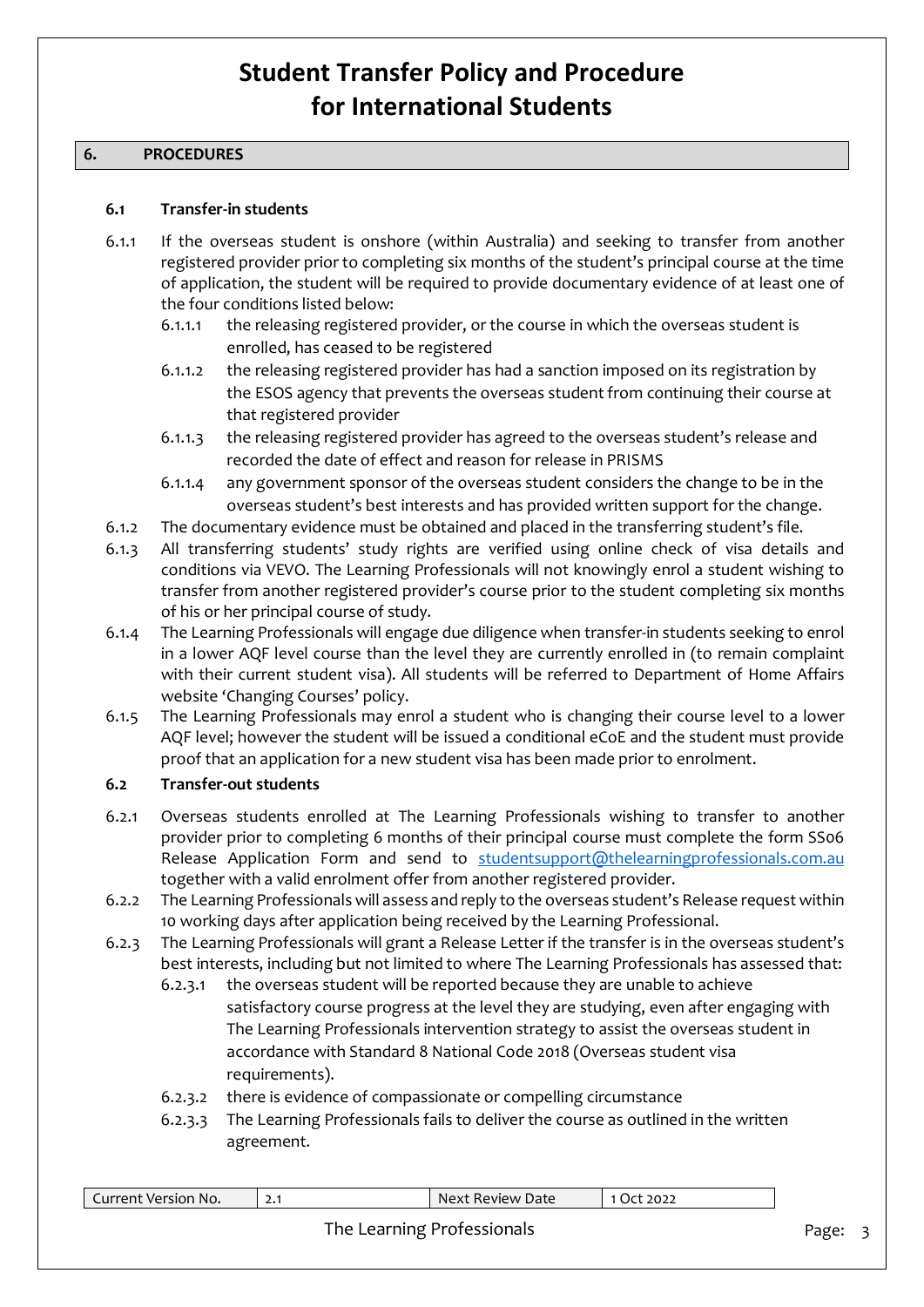# Student Transfer Policy and Procedure for International Students

## 6. PROCEDURES

### 6.1 Transfer-in students

6.1.1 If the overseas student is onshore (within Australia) and seeking to transfer from another registered provider prior to completing six months of the student's principal course at the time of application, the student will be required to provide documentary evidence of at least one of the four conditions listed below:

- 6.1.1.1 the releasing registered provider, or the course in which the overseas student is enrolled, has ceased to be registered
- 6.1.1.2 the releasing registered provider has had a sanction imposed on its registration by the ESOS agency that prevents the overseas student from continuing their course at that registered provider
- 6.1.1.3 the releasing registered provider has agreed to the overseas student's release and recorded the date of effect and reason for release in PRISMS
- 6.1.1.4 any government sponsor of the overseas student considers the change to be in the overseas student's best interests and has provided written support for the change.

6.1.2 The documentary evidence must be obtained and placed in the transferring student's file.

6.1.3 All transferring students' study rights are verified using online check of visa details and conditions via VEVO. The Learning Professionals will not knowingly enrol a student wishing to transfer from another registered provider's course prior to the student completing six months of his or her principal course of study.

6.1.4 The Learning Professionals will engage due diligence when transfer-in students seeking to enrol in a lower AQF level course than the level they are currently enrolled in (to remain complaint with their current student visa). All students will be referred to Department of Home Affairs website 'Changing Courses' policy.

6.1.5 The Learning Professionals may enrol a student who is changing their course level to a lower AQF level; however the student will be issued a conditional eCoE and the student must provide proof that an application for a new student visa has been made prior to enrolment.

### 6.2 Transfer-out students

6.2.1 Overseas students enrolled at The Learning Professionals wishing to transfer to another provider prior to completing 6 months of their principal course must complete the form SS06 Release Application Form and send to studentsupport@thelearningprofessionals.com.au together with a valid enrolment offer from another registered provider.

6.2.2 The Learning Professionals will assess and reply to the overseas student's Release request within 10 working days after application being received by the Learning Professional.

6.2.3 The Learning Professionals will grant a Release Letter if the transfer is in the overseas student's best interests, including but not limited to where The Learning Professionals has assessed that:

- 6.2.3.1 the overseas student will be reported because they are unable to achieve satisfactory course progress at the level they are studying, even after engaging with The Learning Professionals intervention strategy to assist the overseas student in accordance with Standard 8 National Code 2018 (Overseas student visa requirements).
- 6.2.3.2 there is evidence of compassionate or compelling circumstance
- 6.2.3.3 The Learning Professionals fails to deliver the course as outlined in the written agreement.

| Current Version No. | 2.1 | Next Review Date | 1 Oct 2022 |
|---|---|---|---|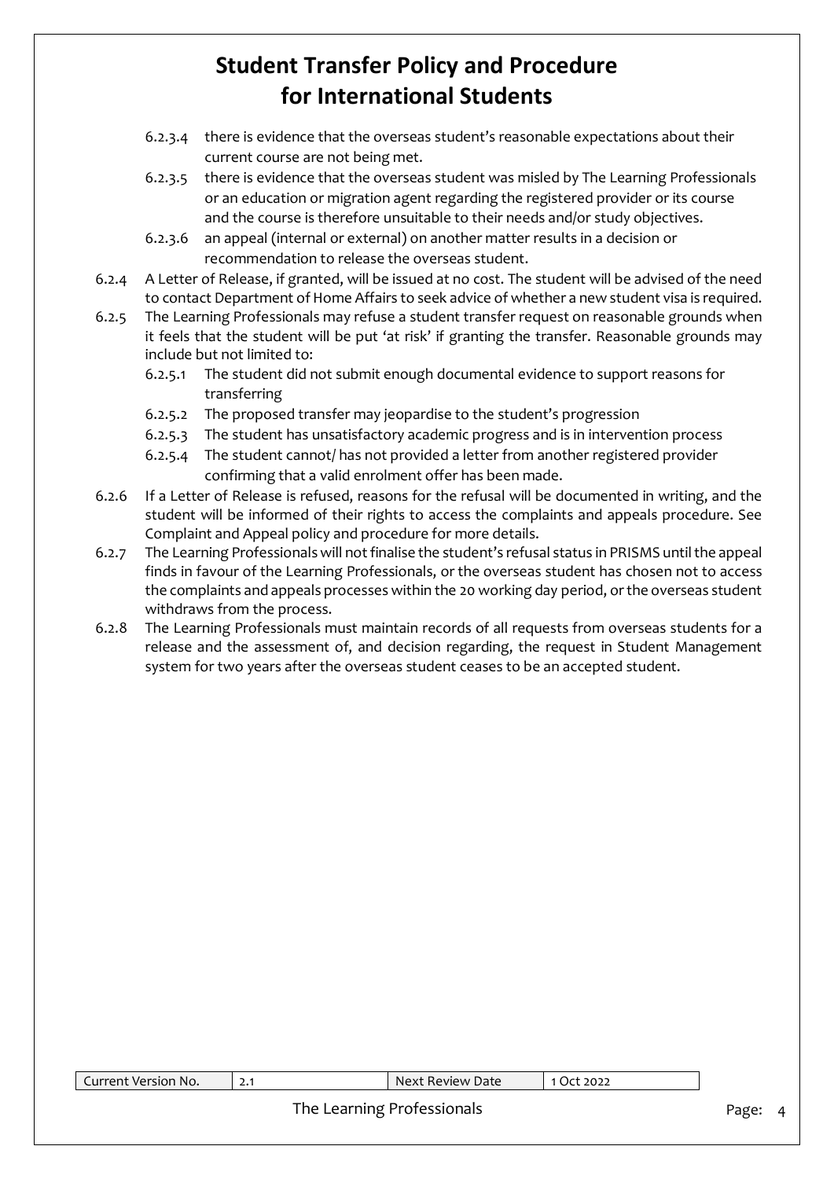6.2.3.4 there is evidence that the overseas student's reasonable expectations about their current course are not being met.

6.2.3.5 there is evidence that the overseas student was misled by The Learning Professionals or an education or migration agent regarding the registered provider or its course and the course is therefore unsuitable to their needs and/or study objectives.

6.2.3.6 an appeal (internal or external) on another matter results in a decision or recommendation to release the overseas student.

6.2.4 A Letter of Release, if granted, will be issued at no cost. The student will be advised of the need to contact Department of Home Affairs to seek advice of whether a new student visa is required.

6.2.5 The Learning Professionals may refuse a student transfer request on reasonable grounds when it feels that the student will be put 'at risk' if granting the transfer. Reasonable grounds may include but not limited to:

6.2.5.1 The student did not submit enough documental evidence to support reasons for transferring

6.2.5.2 The proposed transfer may jeopardise to the student's progression

6.2.5.3 The student has unsatisfactory academic progress and is in intervention process

6.2.5.4 The student cannot/ has not provided a letter from another registered provider confirming that a valid enrolment offer has been made.

6.2.6 If a Letter of Release is refused, reasons for the refusal will be documented in writing, and the student will be informed of their rights to access the complaints and appeals procedure. See Complaint and Appeal policy and procedure for more details.

6.2.7 The Learning Professionals will not finalise the student's refusal status in PRISMS until the appeal finds in favour of the Learning Professionals, or the overseas student has chosen not to access the complaints and appeals processes within the 20 working day period, or the overseas student withdraws from the process.

6.2.8 The Learning Professionals must maintain records of all requests from overseas students for a release and the assessment of, and decision regarding, the request in Student Management system for two years after the overseas student ceases to be an accepted student.